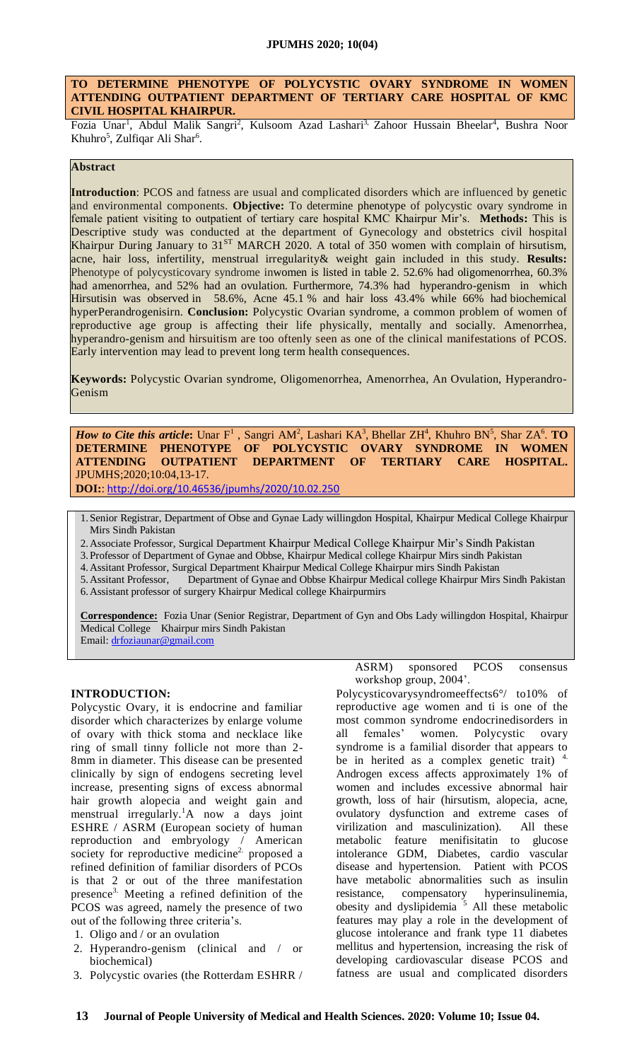# TO DETERMINE PHENOTYPE OF POLYCYSTIC OVARY SYNDROME IN WOMEN ATTENDING OUTPATIENT DEPARTMENT OF TERTIARY CARE HOSPITAL OF KMC CIVIL HOSPITAL KHAIRPUR.

Fozia Unar[1], Abdul Malik Sangri[2], Kulsoom Azad Lashari[3], Zahoor Hussain Bheelar[4], Bushra Noor Khuhro[5], Zulfiqar Ali Shar[6].

## Abstract

**Introduction**: PCOS and fatness are usual and complicated disorders which are influenced by genetic and environmental components. **Objective:** To determine phenotype of polycystic ovary syndrome in female patient visiting to outpatient of tertiary care hospital KMC Khairpur Mir's. **Methods:** This is Descriptive study was conducted at the department of Gynecology and obstetrics civil hospital Khairpur During January to 31[ST] MARCH 2020. A total of 350 women with complain of hirsutism, acne, hair loss, infertility, menstrual irregularity& weight gain included in this study. **Results:** Phenotype of polycysticovary syndrome inwomen is listed in table 2. 52.6% had oligomenorrhea, 60.3% had amenorrhea, and 52% had an ovulation. Furthermore, 74.3% had hyperandro-genism in which Hirsutisin was observed in 58.6%, Acne 45.1 % and hair loss 43.4% while 66% had biochemical hyperPerandrogenisirn. **Conclusion:** Polycystic Ovarian syndrome, a common problem of women of reproductive age group is affecting their life physically, mentally and socially. Amenorrhea, hyperandro-genism and hirsuitism are too oftenly seen as one of the clinical manifestations of PCOS. Early intervention may lead to prevent long term health consequences.

**Keywords:** Polycystic Ovarian syndrome, Oligomenorrhea, Amenorrhea, An Ovulation, Hyperandro-Genism

***How to Cite this article*:** Unar F[1], Sangri AM[2], Lashari KA[3], Bhellar ZH[4], Khuhro BN[5], Shar ZA[6]. **TO DETERMINE PHENOTYPE OF POLYCYSTIC OVARY SYNDROME IN WOMEN ATTENDING OUTPATIENT DEPARTMENT OF TERTIARY CARE HOSPITAL.** JPUMHS;2020;10:04,13-17.

**DOI:**: http://doi.org/10.46536/jpumhs/2020/10.02.250

1. Senior Registrar, Department of Obse and Gynae Lady willingdon Hospital, Khairpur Medical College Khairpur Mirs Sindh Pakistan
2. Associate Professor, Surgical Department Khairpur Medical College Khairpur Mir's Sindh Pakistan
3. Professor of Department of Gynae and Obbse, Khairpur Medical college Khairpur Mirs sindh Pakistan
4. Assitant Professor, Surgical Department Khairpur Medical College Khairpur mirs Sindh Pakistan
5. Assitant Professor, Department of Gynae and Obbse Khairpur Medical college Khairpur Mirs Sindh Pakistan
6. Assistant professor of surgery Khairpur Medical college Khairpurmirs

**Correspondence:** Fozia Unar (Senior Registrar, Department of Gyn and Obs Lady willingdon Hospital, Khairpur Medical College Khairpur mirs Sindh Pakistan
Email: drfoziaunar@gmail.com

## INTRODUCTION:

Polycystic Ovary, it is endocrine and familiar disorder which characterizes by enlarge volume of ovary with thick stoma and necklace like ring of small tinny follicle not more than 2-8mm in diameter. This disease can be presented clinically by sign of endogens secreting level increase, presenting signs of excess abnormal hair growth alopecia and weight gain and menstrual irregularly.[1] A now a days joint ESHRE / ASRM (European society of human reproduction and embryology / American society for reproductive medicine[2] proposed a refined definition of familiar disorders of PCOs is that 2 or out of the three manifestation presence[3]. Meeting a refined definition of the PCOS was agreed, namely the presence of two out of the following three criteria's.

1. Oligo and / or an ovulation
2. Hyperandro-genism (clinical and / or biochemical)
3. Polycystic ovaries (the Rotterdam ESHRR / ASRM) sponsored PCOS consensus workshop group, 2004'.

Polycysticovarysyndromeeffects6°/ to10% of reproductive age women and ti is one of the most common syndrome endocrinedisorders in all females' women. Polycystic ovary syndrome is a familial disorder that appears to be in herited as a complex genetic trait) [4]. Androgen excess affects approximately 1% of women and includes excessive abnormal hair growth, loss of hair (hirsutism, alopecia, acne, ovulatory dysfunction and extreme cases of virilization and masculinization). All these metabolic feature menifisitatin to glucose intolerance GDM, Diabetes, cardio vascular disease and hypertension. Patient with PCOS have metabolic abnormalities such as insulin resistance, compensatory hyperinsulinemia, obesity and dyslipidemia [5] All these metabolic features may play a role in the development of glucose intolerance and frank type 11 diabetes mellitus and hypertension, increasing the risk of developing cardiovascular disease PCOS and fatness are usual and complicated disorders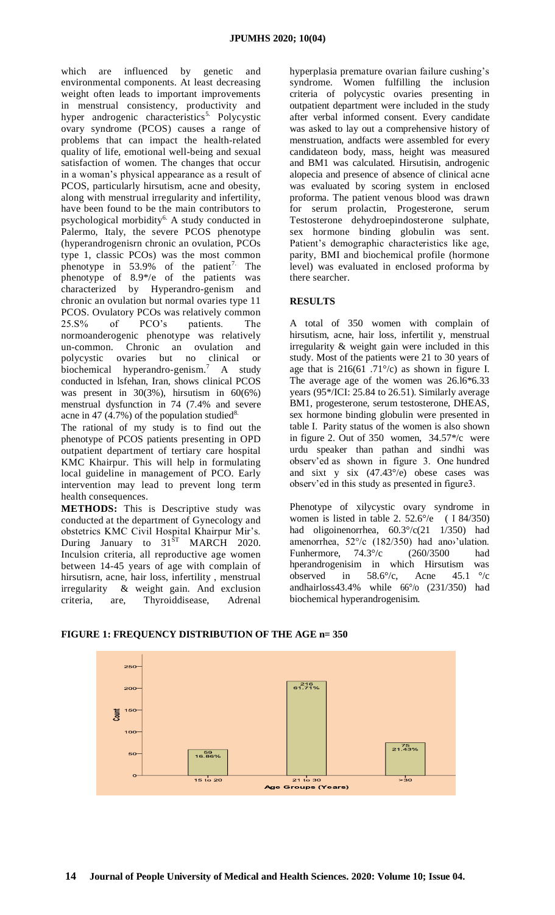which are influenced by genetic and environmental components. At least decreasing weight often leads to important improvements in menstrual consistency, productivity and hyper androgenic characteristics[5.] Polycystic ovary syndrome (PCOS) causes a range of problems that can impact the health-related quality of life, emotional well-being and sexual satisfaction of women. The changes that occur in a woman's physical appearance as a result of PCOS, particularly hirsutism, acne and obesity, along with menstrual irregularity and infertility, have been found to be the main contributors to psychological morbidity[6.] A study conducted in Palermo, Italy, the severe PCOS phenotype (hyperandrogenisrn chronic an ovulation, PCOs type 1, classic PCOs) was the most common phenotype in 53.9% of the patient[7.] The phenotype of 8.9*/e of the patients was characterized by Hyperandro-genism and chronic an ovulation but normal ovaries type 11 PCOS. Ovulatory PCOs was relatively common 25.S% of PCO's patients. The normoanderogenic phenotype was relatively un-common. Chronic an ovulation and polycystic ovaries but no clinical or biochemical hyperandro-genism.[7] A study conducted in lsfehan, Iran, shows clinical PCOS was present in 30(3%), hirsutism in 60(6%) menstrual dysfunction in 74 (7.4% and severe acne in 47 (4.7%) of the population studied[8.]

The rational of my study is to find out the phenotype of PCOS patients presenting in OPD outpatient department of tertiary care hospital KMC Khairpur. This will help in formulating local guideline in management of PCO. Early intervention may lead to prevent long term health consequences.

**METHODS:** This is Descriptive study was conducted at the department of Gynecology and obstetrics KMC Civil Hospital Khairpur Mir's. During January to 31[ST] MARCH 2020. Inculsion criteria, all reproductive age women between 14-45 years of age with complain of hirsutisrn, acne, hair loss, infertility , menstrual irregularity & weight gain. And exclusion criteria, are, Thyroiddisease, Adrenal hyperplasia premature ovarian failure cushing's syndrome. Women fulfilling the inclusion criteria of polycystic ovaries presenting in outpatient department were included in the study after verbal informed consent. Every candidate was asked to lay out a comprehensive history of menstruation, andfacts were assembled for every candidateon body, mass, height was measured and BM1 was calculated. Hirsutisin, androgenic alopecia and presence of absence of clinical acne was evaluated by scoring system in enclosed proforma. The patient venous blood was drawn for serum prolactin, Progesterone, serum Testosterone dehydroepindosterone sulphate, sex hormone binding globulin was sent. Patient's demographic characteristics like age, parity, BMI and biochemical profile (hormone level) was evaluated in enclosed proforma by there searcher.

## RESULTS

A total of 350 women with complain of hirsutism, acne, hair loss, infertilit y, menstrual irregularity & weight gain were included in this study. Most of the patients were 21 to 30 years of age that is 216(61 .71°/c) as shown in figure I. The average age of the women was 26.l6*6.33 years (95*/ICI: 25.84 to 26.51). Similarly average BM1, progesterone, serum testosterone, DHEAS, sex hormone binding globulin were presented in table I. Parity status of the women is also shown in figure 2. Out of 350 women, 34.57*/c were urdu speaker than pathan and sindhi was observ'ed as shown in figure 3. One hundred and sixt y six (47.43°/e) obese cases was observ'ed in this study as presented in figure3.

Phenotype of xilycystic ovary syndrome in women is listed in table 2. 52.6°/e ( I 84/350) had oligoinenorrhea, 60.3°/c(21 1/350) had amenorrhea, 52°/c (182/350) had ano›'ulation. Funhermore, 74.3°/c (260/3500 had hperandrogenisim in which Hirsutism was observed in 58.6°/c, Acne 45.1 °/c andhairloss43.4% while 66°/o (231/350) had biochemical hyperandrogenisim.

**FIGURE 1: FREQUENCY DISTRIBUTION OF THE AGE n= 350**

| Age Groups (Years) | Count | Percent |
|---|---|---|
| 15 to 20 | 59 | 16.86% |
| 21 to 30 | 216 | 61.71% |
| >30 | 75 | 21.43% |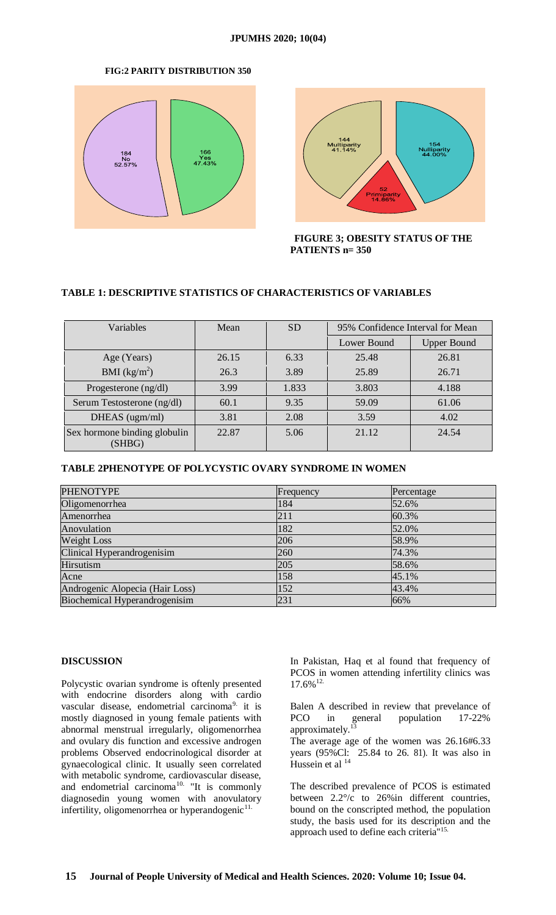**FIG:2 PARITY DISTRIBUTION 350**

184 No 52.57%

166 Yes 47.43%

144 Multiparity 41.14%

154 Nulliparity 44.00%

52 Primiparity 14.86%

**FIGURE 3; OBESITY STATUS OF THE PATIENTS n= 350**

**TABLE 1: DESCRIPTIVE STATISTICS OF CHARACTERISTICS OF VARIABLES**

| Variables | Mean | SD | 95% Confidence Interval for Mean | |
|---|---|---|---|---|
| | | | Lower Bound | Upper Bound |
| Age (Years) | 26.15 | 6.33 | 25.48 | 26.81 |
| BMI ($kg/m^2$) | 26.3 | 3.89 | 25.89 | 26.71 |
| Progesterone (ng/dl) | 3.99 | 1.833 | 3.803 | 4.188 |
| Serum Testosterone (ng/dl) | 60.1 | 9.35 | 59.09 | 61.06 |
| DHEAS (ugm/ml) | 3.81 | 2.08 | 3.59 | 4.02 |
| Sex hormone binding globulin (SHBG) | 22.87 | 5.06 | 21.12 | 24.54 |

**TABLE 2PHENOTYPE OF POLYCYSTIC OVARY SYNDROME IN WOMEN**

| PHENOTYPE | Frequency | Percentage |
|---|---|---|
| Oligomenorrhea | 184 | 52.6% |
| Amenorrhea | 211 | 60.3% |
| Anovulation | 182 | 52.0% |
| Weight Loss | 206 | 58.9% |
| Clinical Hyperandrogenisim | 260 | 74.3% |
| Hirsutism | 205 | 58.6% |
| Acne | 158 | 45.1% |
| Androgenic Alopecia (Hair Loss) | 152 | 43.4% |
| Biochemical Hyperandrogenisim | 231 | 66% |

## DISCUSSION

Polycystic ovarian syndrome is oftenly presented with endocrine disorders along with cardio vascular disease, endometrial carcinoma[9]. it is mostly diagnosed in young female patients with abnormal menstrual irregularly, oligomenorrhea and ovulary dis function and excessive androgen problems Observed endocrinological disorder at gynaecological clinic. It usually seen correlated with metabolic syndrome, cardiovascular disease, and endometrial carcinoma[10]. "It is commonly diagnosedin young women with anovulatory infertility, oligomenorrhea or hyperandogenic[11].

In Pakistan, Haq et al found that frequency of PCOS in women attending infertility clinics was 17.6%[12].

Balen A described in review that prevelance of PCO in general population 17-22% approximately.[13]

The average age of the women was 26.16#6.33 years (95%Cl: 25.84 to 26. 81). It was also in Hussein et al [14]

The described prevalence of PCOS is estimated between 2.2°/c to 26%in different countries, bound on the conscripted method, the population study, the basis used for its description and the approach used to define each criteria"[15].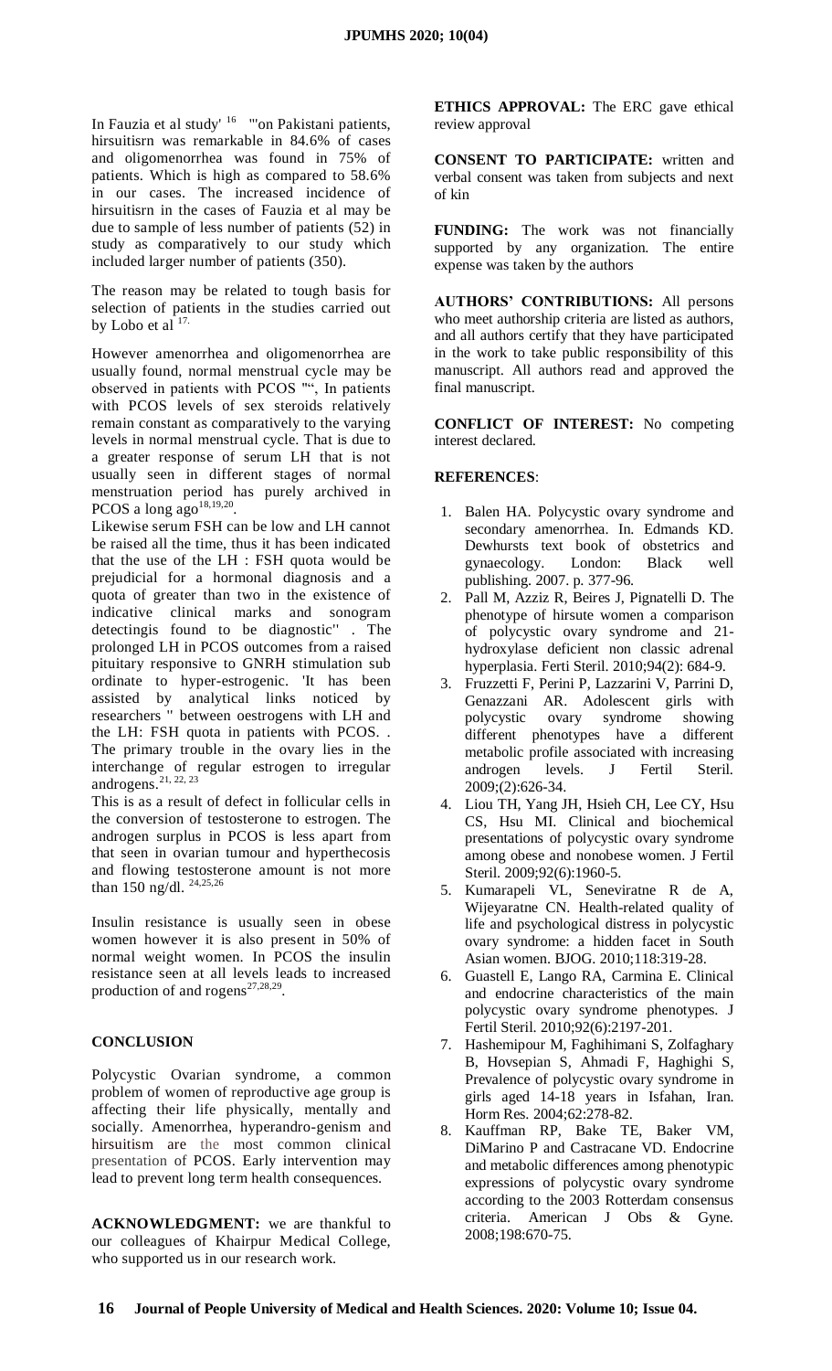In Fauzia et al study' [16] "'on Pakistani patients, hirsuitisrn was remarkable in 84.6% of cases and oligomenorrhea was found in 75% of patients. Which is high as compared to 58.6% in our cases. The increased incidence of hirsuitisrn in the cases of Fauzia et al may be due to sample of less number of patients (52) in study as comparatively to our study which included larger number of patients (350).

The reason may be related to tough basis for selection of patients in the studies carried out by Lobo et al [17].

However amenorrhea and oligomenorrhea are usually found, normal menstrual cycle may be observed in patients with PCOS "", In patients with PCOS levels of sex steroids relatively remain constant as comparatively to the varying levels in normal menstrual cycle. That is due to a greater response of serum LH that is not usually seen in different stages of normal menstruation period has purely archived in PCOS a long ago[18,19,20].

Likewise serum FSH can be low and LH cannot be raised all the time, thus it has been indicated that the use of the LH : FSH quota would be prejudicial for a hormonal diagnosis and a quota of greater than two in the existence of indicative clinical marks and sonogram detectingis found to be diagnostic" . The prolonged LH in PCOS outcomes from a raised pituitary responsive to GNRH stimulation sub ordinate to hyper-estrogenic. 'It has been assisted by analytical links noticed by researchers " between oestrogens with LH and the LH: FSH quota in patients with PCOS. . The primary trouble in the interchange of regular estrogen to irregular androgens.[21, 22, 23]

This is as a result of defect in follicular cells in the conversion of testosterone to estrogen. The androgen surplus in PCOS is less apart from that seen in ovarian tumour and hyperthecosis and flowing testosterone amount is not more than 150 ng/dl. [24,25,26]

Insulin resistance is usually seen in obese women however it is also present in 50% of normal weight women. In PCOS the insulin resistance seen at all levels leads to increased production of and rogens[27,28,29].

## CONCLUSION

Polycystic Ovarian syndrome, a common problem of women of reproductive age group is affecting their life physically, mentally and socially. Amenorrhea, hyperandro-genism and hirsuitism are the most common clinical presentation of PCOS. Early intervention may lead to prevent long term health consequences.

**ACKNOWLEDGMENT:** we are thankful to our colleagues of Khairpur Medical College, who supported us in our research work.

**ETHICS APPROVAL:** The ERC gave ethical review approval

**CONSENT TO PARTICIPATE:** written and verbal consent was taken from subjects and next of kin

**FUNDING:** The work was not financially supported by any organization. The entire expense was taken by the authors

**AUTHORS' CONTRIBUTIONS:** All persons who meet authorship criteria are listed as authors, and all authors certify that they have participated in the work to take public responsibility of this manuscript. All authors read and approved the final manuscript.

**CONFLICT OF INTEREST:** No competing interest declared.

**REFERENCES**:

1. Balen HA. Polycystic ovary syndrome and secondary amenorrhea. In. Edmands KD. Dewhursts text book of obstetrics and gynaecology. London: Black well publishing. 2007. p. 377-96.
2. Pall M, Azziz R, Beires J, Pignatelli D. The phenotype of hirsute women a comparison of polycystic ovary syndrome and 21-hydroxylase deficient non classic adrenal hyperplasia. Ferti Steril. 2010;94(2): 684-9.
3. Fruzzetti F, Perini P, Lazzarini V, Parrini D, Genazzani AR. Adolescent girls with polycystic ovary syndrome showing different phenotypes have a different metabolic profile associated with increasing androgen levels. J Fertil Steril. 2009;(2):626-34.
4. Liou TH, Yang JH, Hsieh CH, Lee CY, Hsu CS, Hsu MI. Clinical and biochemical presentations of polycystic ovary syndrome among obese and nonobese women. J Fertil Steril. 2009;92(6):1960-5.
5. Kumarapeli VL, Seneviratne R de A, Wijeyaratne CN. Health-related quality of life and psychological distress in polycystic ovary syndrome: a hidden facet in South Asian women. BJOG. 2010;118:319-28.
6. Guastell E, Lango RA, Carmina E. Clinical and endocrine characteristics of the main polycystic ovary syndrome phenotypes. J Fertil Steril. 2010;92(6):2197-201.
7. Hashemipour M, Faghihimani S, Zolfaghary B, Hovsepian S, Ahmadi F, Haghighi S, Prevalence of polycystic ovary syndrome in girls aged 14-18 years in Isfahan, Iran. Horm Res. 2004;62:278-82.
8. Kauffman RP, Bake TE, Baker VM, DiMarino P and Castracane VD. Endocrine and metabolic differences among phenotypic expressions of polycystic ovary syndrome according to the 2003 Rotterdam consensus criteria. American J Obs & Gyne. 2008;198:670-75.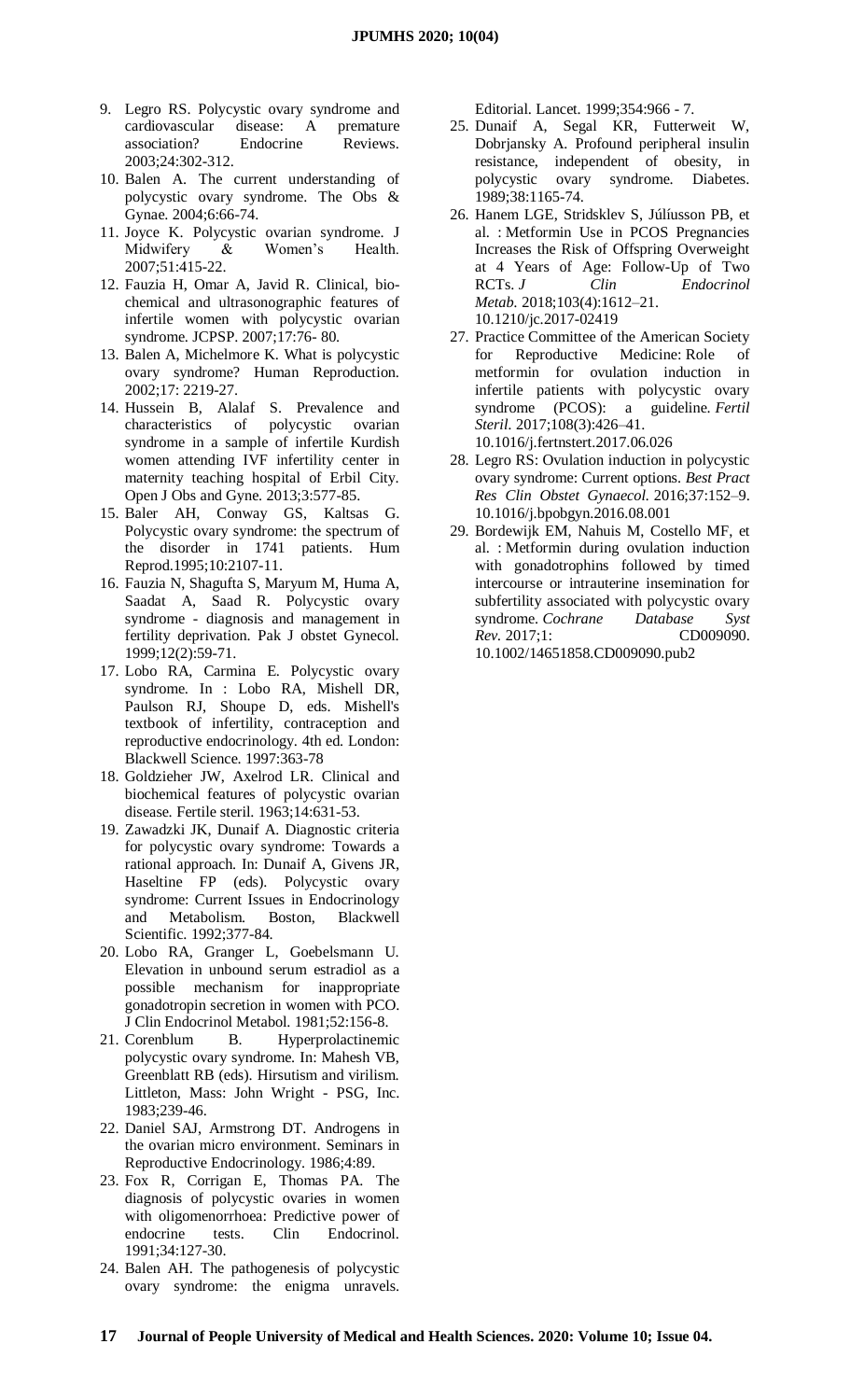9. Legro RS. Polycystic ovary syndrome and cardiovascular disease: A premature association? Endocrine Reviews. 2003;24:302-312.
10. Balen A. The current understanding of polycystic ovary syndrome. The Obs & Gynae. 2004;6:66-74.
11. Joyce K. Polycystic ovarian syndrome. J Midwifery & Women's Health. 2007;51:415-22.
12. Fauzia H, Omar A, Javid R. Clinical, bio-chemical and ultrasonographic features of infertile women with polycystic ovarian syndrome. JCPSP. 2007;17:76- 80.
13. Balen A, Michelmore K. What is polycystic ovary syndrome? Human Reproduction. 2002;17: 2219-27.
14. Hussein B, Alalaf S. Prevalence and characteristics of polycystic ovarian syndrome in a sample of infertile Kurdish women attending IVF infertility center in maternity teaching hospital of Erbil City. Open J Obs and Gyne. 2013;3:577-85.
15. Baler AH, Conway GS, Kaltsas G. Polycystic ovary syndrome: the spectrum of the disorder in 1741 patients. Hum Reprod.1995;10:2107-11.
16. Fauzia N, Shagufta S, Maryum M, Huma A, Saadat A, Saad R. Polycystic ovary syndrome - diagnosis and management in fertility deprivation. Pak J obstet Gynecol. 1999;12(2):59-71.
17. Lobo RA, Carmina E. Polycystic ovary syndrome. In : Lobo RA, Mishell DR, Paulson RJ, Shoupe D, eds. Mishell's textbook of infertility, contraception and reproductive endocrinology. 4th ed. London: Blackwell Science. 1997:363-78
18. Goldzieher JW, Axelrod LR. Clinical and biochemical features of polycystic ovarian disease. Fertile steril. 1963;14:631-53.
19. Zawadzki JK, Dunaif A. Diagnostic criteria for polycystic ovary syndrome: Towards a rational approach. In: Dunaif A, Givens JR, Haseltine FP (eds). Polycystic ovary syndrome: Current Issues in Endocrinology and Metabolism. Boston, Blackwell Scientific. 1992;377-84.
20. Lobo RA, Granger L, Goebelsmann U. Elevation in unbound serum estradiol as a possible mechanism for inappropriate gonadotropin secretion in women with PCO. J Clin Endocrinol Metabol. 1981;52:156-8.
21. Corenblum B. Hyperprolactinemic polycystic ovary syndrome. In: Mahesh VB, Greenblatt RB (eds). Hirsutism and virilism. Littleton, Mass: John Wright - PSG, Inc. 1983;239-46.
22. Daniel SAJ, Armstrong DT. Androgens in the ovarian micro environment. Seminars in Reproductive Endocrinology. 1986;4:89.
23. Fox R, Corrigan E, Thomas PA. The diagnosis of polycystic ovaries in women with oligomenorrhoea: Predictive power of endocrine tests. Clin Endocrinol. 1991;34:127-30.
24. Balen AH. The pathogenesis of polycystic ovary syndrome: the enigma unravels. Editorial. Lancet. 1999;354:966 - 7.
25. Dunaif A, Segal KR, Futterweit W, Dobrjansky A. Profound peripheral insulin resistance, independent of obesity, in polycystic ovary syndrome. Diabetes. 1989;38:1165-74.
26. Hanem LGE, Stridsklev S, Júlíusson PB, et al. : Metformin Use in PCOS Pregnancies Increases the Risk of Offspring Overweight at 4 Years of Age: Follow-Up of Two RCTs. *J Clin Endocrinol Metab.* 2018;103(4):1612–21. 10.1210/jc.2017-02419
27. Practice Committee of the American Society for Reproductive Medicine: Role of metformin for ovulation induction in infertile patients with polycystic ovary syndrome (PCOS): a guideline. *Fertil Steril.* 2017;108(3):426–41. 10.1016/j.fertnstert.2017.06.026
28. Legro RS: Ovulation induction in polycystic ovary syndrome: Current options. *Best Pract Res Clin Obstet Gynaecol.* 2016;37:152–9. 10.1016/j.bpobgyn.2016.08.001
29. Bordewijk EM, Nahuis M, Costello MF, et al. : Metformin during ovulation induction with gonadotrophins followed by timed intercourse or intrauterine insemination for subfertility associated with polycystic ovary syndrome. *Cochrane Database Syst Rev.* 2017;1: CD009090. 10.1002/14651858.CD009090.pub2